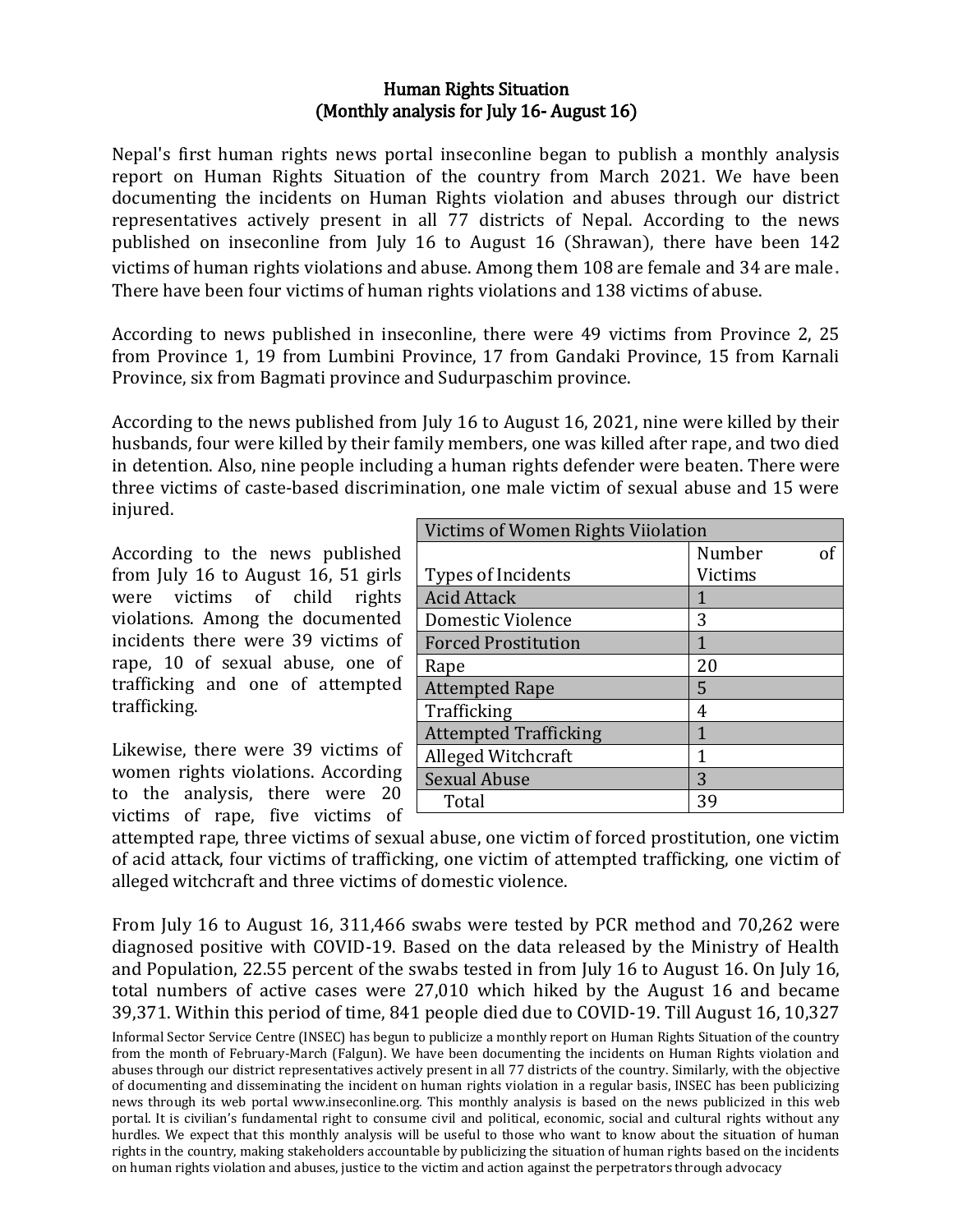# Human Rights Situation
## (Monthly analysis for July 16- August 16)

Nepal's first human rights news portal inseconline began to publish a monthly analysis report on Human Rights Situation of the country from March 2021. We have been documenting the incidents on Human Rights violation and abuses through our district representatives actively present in all 77 districts of Nepal. According to the news published on inseconline from July 16 to August 16 (Shrawan), there have been 142 victims of human rights violations and abuse. Among them 108 are female and 34 are male. There have been four victims of human rights violations and 138 victims of abuse.

According to news published in inseconline, there were 49 victims from Province 2, 25 from Province 1, 19 from Lumbini Province, 17 from Gandaki Province, 15 from Karnali Province, six from Bagmati province and Sudurpaschim province.

According to the news published from July 16 to August 16, 2021, nine were killed by their husbands, four were killed by their family members, one was killed after rape, and two died in detention. Also, nine people including a human rights defender were beaten. There were three victims of caste-based discrimination, one male victim of sexual abuse and 15 were injured.

According to the news published from July 16 to August 16, 51 girls were victims of child rights violations. Among the documented incidents there were 39 victims of rape, 10 of sexual abuse, one of trafficking and one of attempted trafficking.

| Victims of Women Rights Viiolation | |
|---|---|
| Types of Incidents | Number of Victims |
| Acid Attack | 1 |
| Domestic Violence | 3 |
| Forced Prostitution | 1 |
| Rape | 20 |
| Attempted Rape | 5 |
| Trafficking | 4 |
| Attempted Trafficking | 1 |
| Alleged Witchcraft | 1 |
| Sexual Abuse | 3 |
| Total | 39 |

Likewise, there were 39 victims of women rights violations. According to the analysis, there were 20 victims of rape, five victims of attempted rape, three victims of sexual abuse, one victim of forced prostitution, one victim of acid attack, four victims of trafficking, one victim of attempted trafficking, one victim of alleged witchcraft and three victims of domestic violence.

From July 16 to August 16, 311,466 swabs were tested by PCR method and 70,262 were diagnosed positive with COVID-19. Based on the data released by the Ministry of Health and Population, 22.55 percent of the swabs tested in from July 16 to August 16. On July 16, total numbers of active cases were 27,010 which hiked by the August 16 and became 39,371. Within this period of time, 841 people died due to COVID-19. Till August 16, 10,327

Informal Sector Service Centre (INSEC) has begun to publicize a monthly report on Human Rights Situation of the country from the month of February-March (Falgun). We have been documenting the incidents on Human Rights violation and abuses through our district representatives actively present in all 77 districts of the country. Similarly, with the objective of documenting and disseminating the incident on human rights violation in a regular basis, INSEC has been publicizing news through its web portal www.inseconline.org. This monthly analysis is based on the news publicized in this web portal. It is civilian's fundamental right to consume civil and political, economic, social and cultural rights without any hurdles. We expect that this monthly analysis will be useful to those who want to know about the situation of human rights in the country, making stakeholders accountable by publicizing the situation of human rights based on the incidents on human rights violation and abuses, justice to the victim and action against the perpetrators through advocacy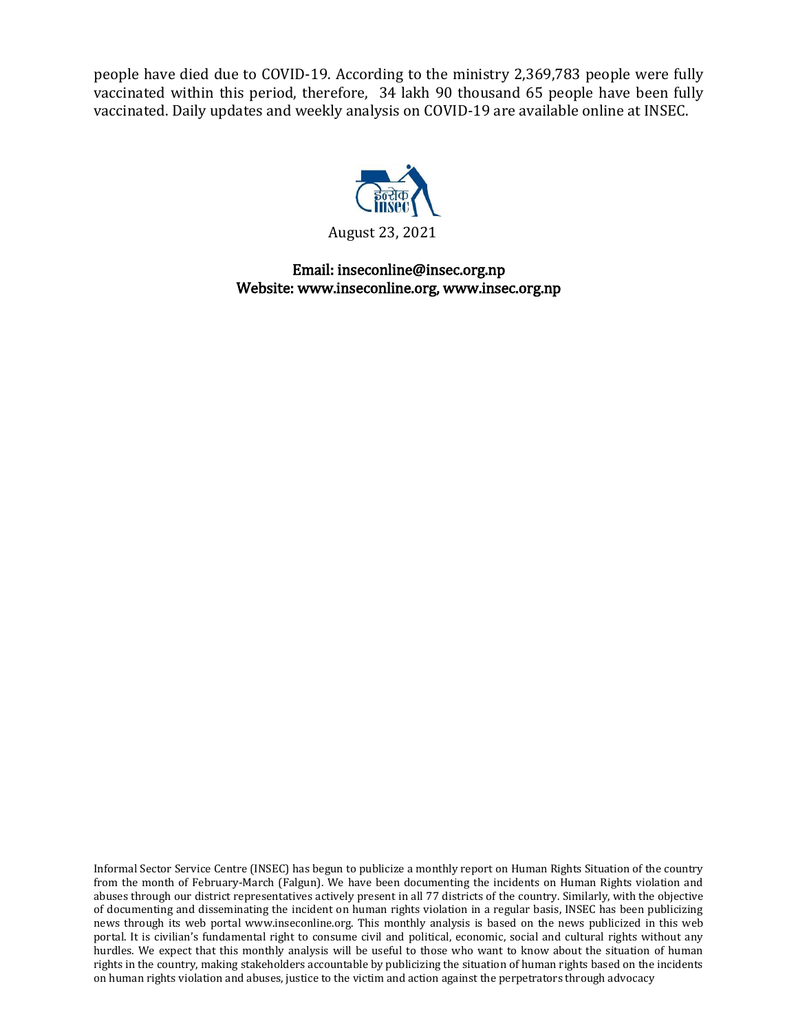people have died due to COVID-19. According to the ministry 2,369,783 people were fully vaccinated within this period, therefore, 34 lakh 90 thousand 65 people have been fully vaccinated. Daily updates and weekly analysis on COVID-19 are available online at INSEC.

August 23, 2021

**Email: inseconline@insec.org.np**
**Website: www.inseconline.org, www.insec.org.np**

Informal Sector Service Centre (INSEC) has begun to publicize a monthly report on Human Rights Situation of the country from the month of February-March (Falgun). We have been documenting the incidents on Human Rights violation and abuses through our district representatives actively present in all 77 districts of the country. Similarly, with the objective of documenting and disseminating the incident on human rights violation in a regular basis, INSEC has been publicizing news through its web portal www.inseconline.org. This monthly analysis is based on the news publicized in this web portal. It is civilian's fundamental right to consume civil and political, economic, social and cultural rights without any hurdles. We expect that this monthly analysis will be useful to those who want to know about the situation of human rights in the country, making stakeholders accountable by publicizing the situation of human rights based on the incidents on human rights violation and abuses, justice to the victim and action against the perpetrators through advocacy